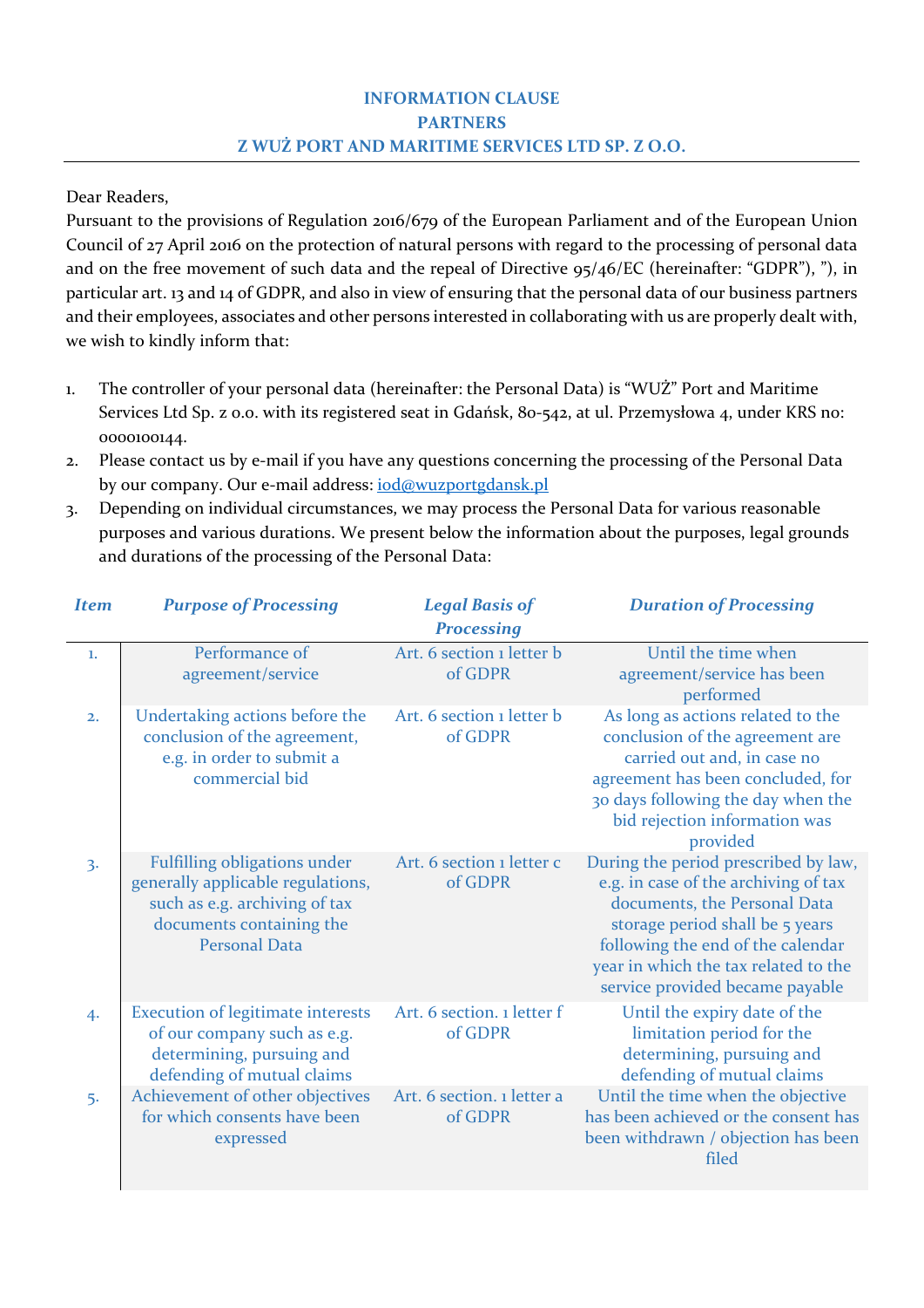# INFORMATION CLAUSE
# PARTNERS
# Z WUŻ PORT AND MARITIME SERVICES LTD SP. Z O.O.

Dear Readers,

Pursuant to the provisions of Regulation 2016/679 of the European Parliament and of the European Union Council of 27 April 2016 on the protection of natural persons with regard to the processing of personal data and on the free movement of such data and the repeal of Directive 95/46/EC (hereinafter: "GDPR"), "), in particular art. 13 and 14 of GDPR, and also in view of ensuring that the personal data of our business partners and their employees, associates and other persons interested in collaborating with us are properly dealt with, we wish to kindly inform that:

1. The controller of your personal data (hereinafter: the Personal Data) is "WUŻ" Port and Maritime Services Ltd Sp. z o.o. with its registered seat in Gdańsk, 80-542, at ul. Przemysłowa 4, under KRS no: 0000100144.
2. Please contact us by e-mail if you have any questions concerning the processing of the Personal Data by our company. Our e-mail address: [iod@wuzportgdansk.pl](mailto:iod@wuzportgdansk.pl)
3. Depending on individual circumstances, we may process the Personal Data for various reasonable purposes and various durations. We present below the information about the purposes, legal grounds and durations of the processing of the Personal Data:

| *Item* | *Purpose of Processing* | *Legal Basis of Processing* | *Duration of Processing* |
|---|---|---|---|
| 1. | Performance of agreement/service | Art. 6 section 1 letter b of GDPR | Until the time when agreement/service has been performed |
| 2. | Undertaking actions before the conclusion of the agreement, e.g. in order to submit a commercial bid | Art. 6 section 1 letter b of GDPR | As long as actions related to the conclusion of the agreement are carried out and, in case no agreement has been concluded, for 30 days following the day when the bid rejection information was provided |
| 3. | Fulfilling obligations under generally applicable regulations, such as e.g. archiving of tax documents containing the Personal Data | Art. 6 section 1 letter c of GDPR | During the period prescribed by law, e.g. in case of the archiving of tax documents, the Personal Data storage period shall be 5 years following the end of the calendar year in which the tax related to the service provided became payable |
| 4. | Execution of legitimate interests of our company such as e.g. determining, pursuing and defending of mutual claims | Art. 6 section. 1 letter f of GDPR | Until the expiry date of the limitation period for the determining, pursuing and defending of mutual claims |
| 5. | Achievement of other objectives for which consents have been expressed | Art. 6 section. 1 letter a of GDPR | Until the time when the objective has been achieved or the consent has been withdrawn / objection has been filed |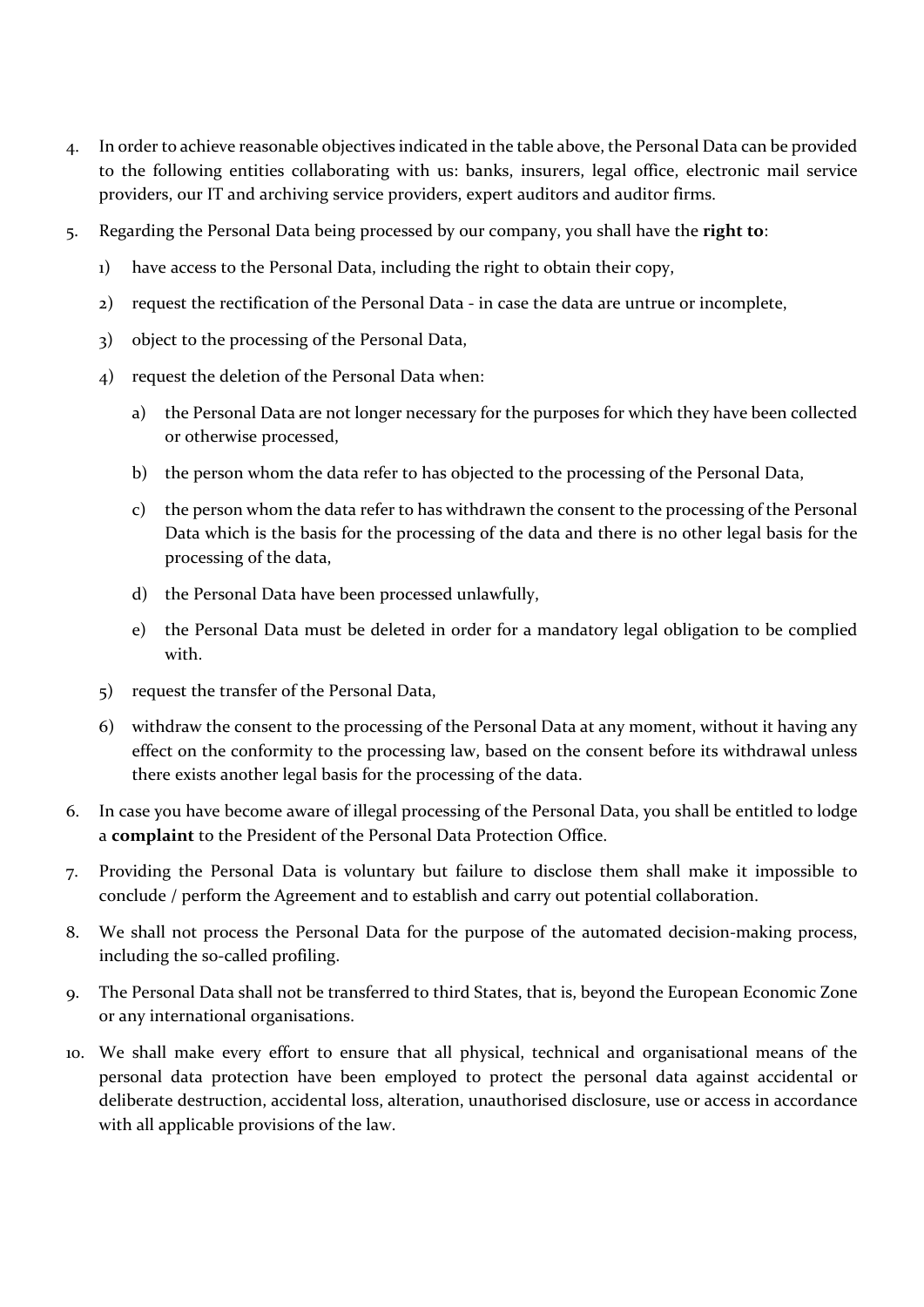4. In order to achieve reasonable objectives indicated in the table above, the Personal Data can be provided to the following entities collaborating with us: banks, insurers, legal office, electronic mail service providers, our IT and archiving service providers, expert auditors and auditor firms.

5. Regarding the Personal Data being processed by our company, you shall have the **right to**:

   1) have access to the Personal Data, including the right to obtain their copy,

   2) request the rectification of the Personal Data - in case the data are untrue or incomplete,

   3) object to the processing of the Personal Data,

   4) request the deletion of the Personal Data when:

      a) the Personal Data are not longer necessary for the purposes for which they have been collected or otherwise processed,

      b) the person whom the data refer to has objected to the processing of the Personal Data,

      c) the person whom the data refer to has withdrawn the consent to the processing of the Personal Data which is the basis for the processing of the data and there is no other legal basis for the processing of the data,

      d) the Personal Data have been processed unlawfully,

      e) the Personal Data must be deleted in order for a mandatory legal obligation to be complied with.

   5) request the transfer of the Personal Data,

   6) withdraw the consent to the processing of the Personal Data at any moment, without it having any effect on the conformity to the processing law, based on the consent before its withdrawal unless there exists another legal basis for the processing of the data.

6. In case you have become aware of illegal processing of the Personal Data, you shall be entitled to lodge a **complaint** to the President of the Personal Data Protection Office.

7. Providing the Personal Data is voluntary but failure to disclose them shall make it impossible to conclude / perform the Agreement and to establish and carry out potential collaboration.

8. We shall not process the Personal Data for the purpose of the automated decision-making process, including the so-called profiling.

9. The Personal Data shall not be transferred to third States, that is, beyond the European Economic Zone or any international organisations.

10. We shall make every effort to ensure that all physical, technical and organisational means of the personal data protection have been employed to protect the personal data against accidental or deliberate destruction, accidental loss, alteration, unauthorised disclosure, use or access in accordance with all applicable provisions of the law.